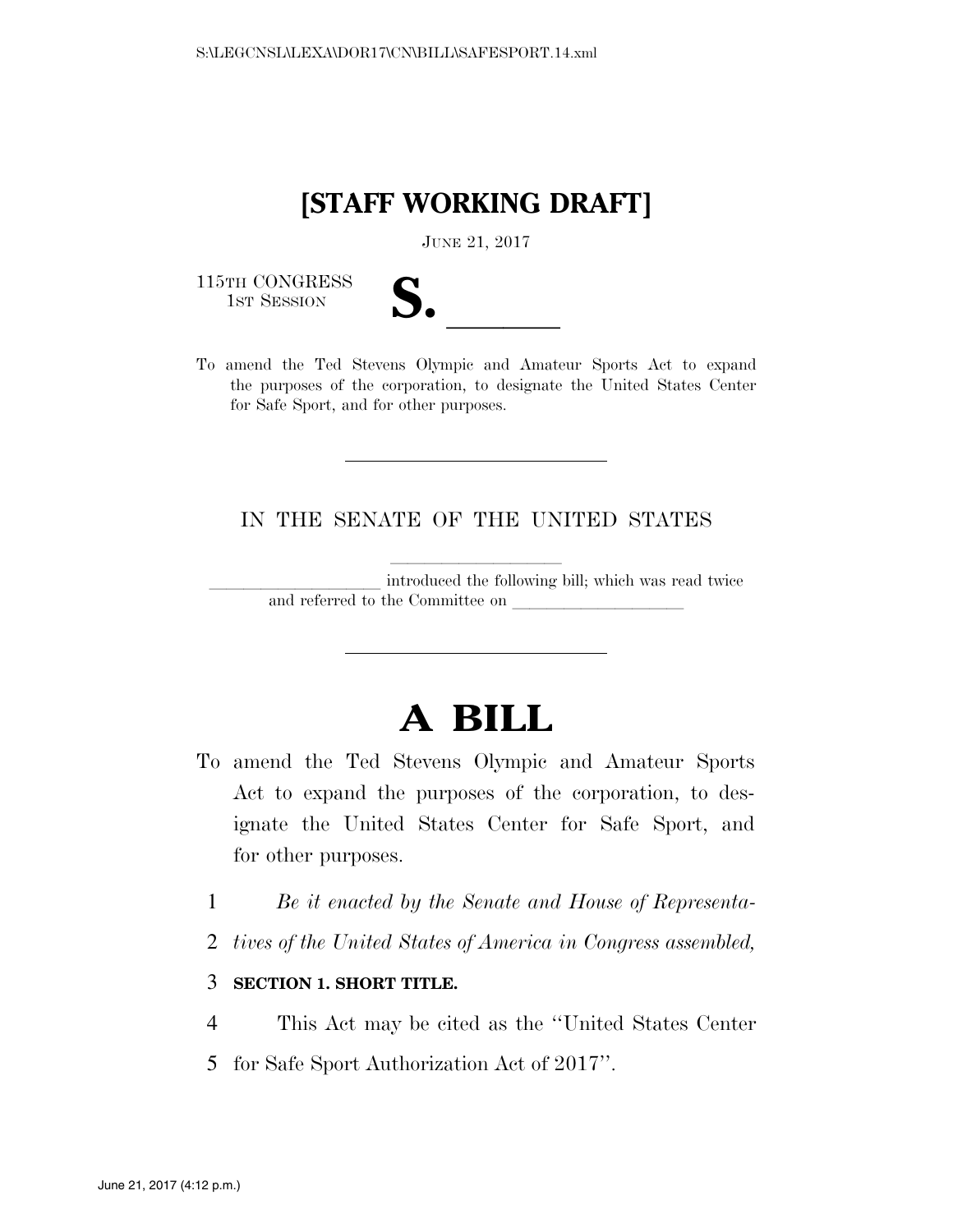**[STAFF WORKING DRAFT]**

JUNE 21, 2017

115TH CONGRESS
1ST SESSION

**S. \_\_\_\_\_\_**

To amend the Ted Stevens Olympic and Amateur Sports Act to expand the purposes of the corporation, to designate the United States Center for Safe Sport, and for other purposes.

---

IN THE SENATE OF THE UNITED STATES

\_\_\_\_\_\_\_\_\_\_\_\_\_\_\_\_\_\_\_\_

\_\_\_\_\_\_\_\_\_\_\_\_\_\_\_\_\_\_\_\_ introduced the following bill; which was read twice and referred to the Committee on \_\_\_\_\_\_\_\_\_\_\_\_\_\_\_\_\_\_\_\_

---

# A BILL

To amend the Ted Stevens Olympic and Amateur Sports Act to expand the purposes of the corporation, to designate the United States Center for Safe Sport, and for other purposes.

*Be it enacted by the Senate and House of Representatives of the United States of America in Congress assembled,*

**SECTION 1. SHORT TITLE.**

This Act may be cited as the ''United States Center for Safe Sport Authorization Act of 2017''.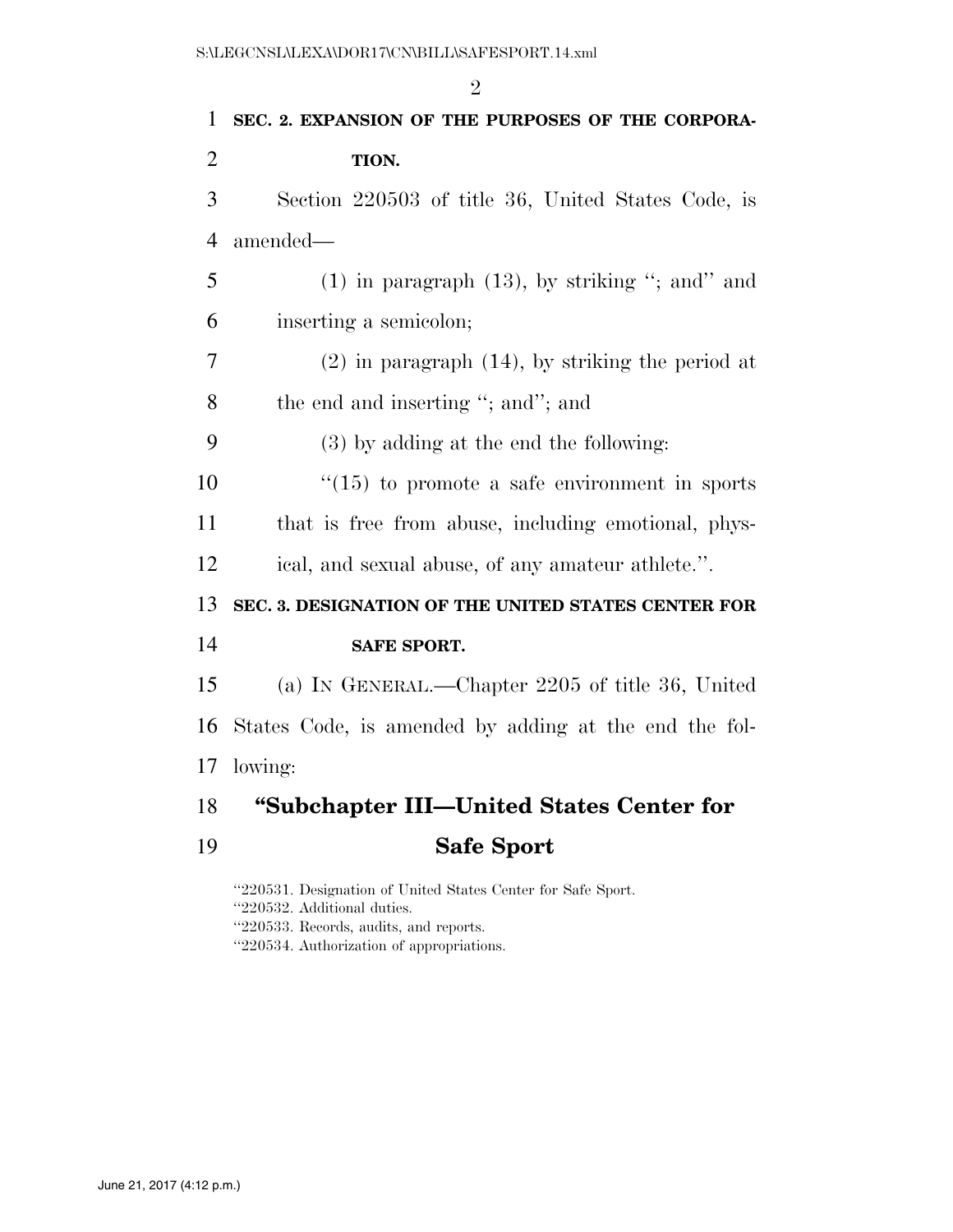**SEC. 2. EXPANSION OF THE PURPOSES OF THE CORPORATION.**

Section 220503 of title 36, United States Code, is amended—

(1) in paragraph (13), by striking ''; and'' and inserting a semicolon;

(2) in paragraph (14), by striking the period at the end and inserting ''; and''; and

(3) by adding at the end the following:

''(15) to promote a safe environment in sports that is free from abuse, including emotional, physical, and sexual abuse, of any amateur athlete.''.

**SEC. 3. DESIGNATION OF THE UNITED STATES CENTER FOR SAFE SPORT.**

(a) IN GENERAL.—Chapter 2205 of title 36, United States Code, is amended by adding at the end the following:

## ''Subchapter III—United States Center for Safe Sport

''220531. Designation of United States Center for Safe Sport.
''220532. Additional duties.
''220533. Records, audits, and reports.
''220534. Authorization of appropriations.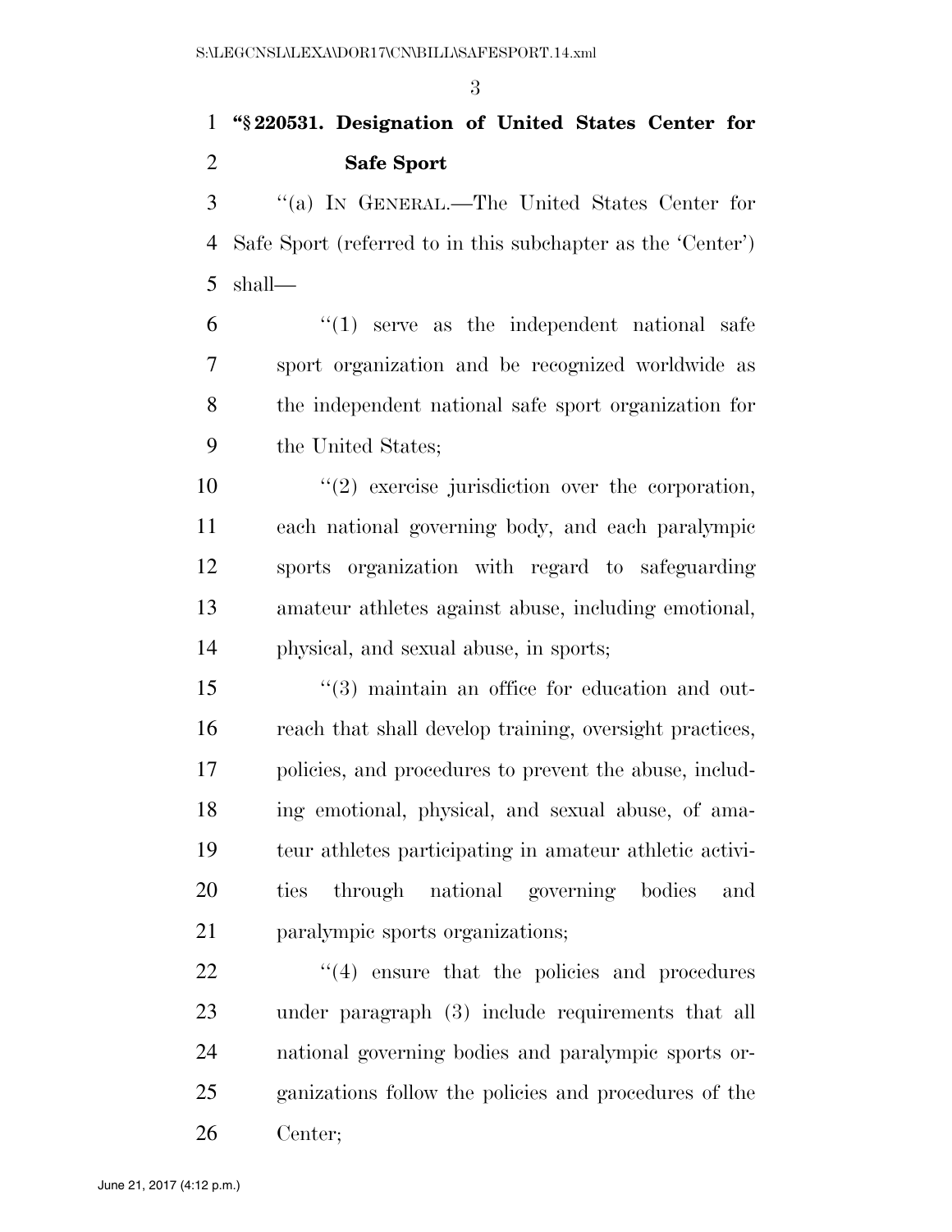**"§ 220531. Designation of United States Center for Safe Sport**

"(a) IN GENERAL.—The United States Center for Safe Sport (referred to in this subchapter as the 'Center') shall—

"(1) serve as the independent national safe sport organization and be recognized worldwide as the independent national safe sport organization for the United States;

"(2) exercise jurisdiction over the corporation, each national governing body, and each paralympic sports organization with regard to safeguarding amateur athletes against abuse, including emotional, physical, and sexual abuse, in sports;

"(3) maintain an office for education and outreach that shall develop training, oversight practices, policies, and procedures to prevent the abuse, including emotional, physical, and sexual abuse, of amateur athletes participating in amateur athletic activities through national governing bodies and paralympic sports organizations;

"(4) ensure that the policies and procedures under paragraph (3) include requirements that all national governing bodies and paralympic sports organizations follow the policies and procedures of the Center;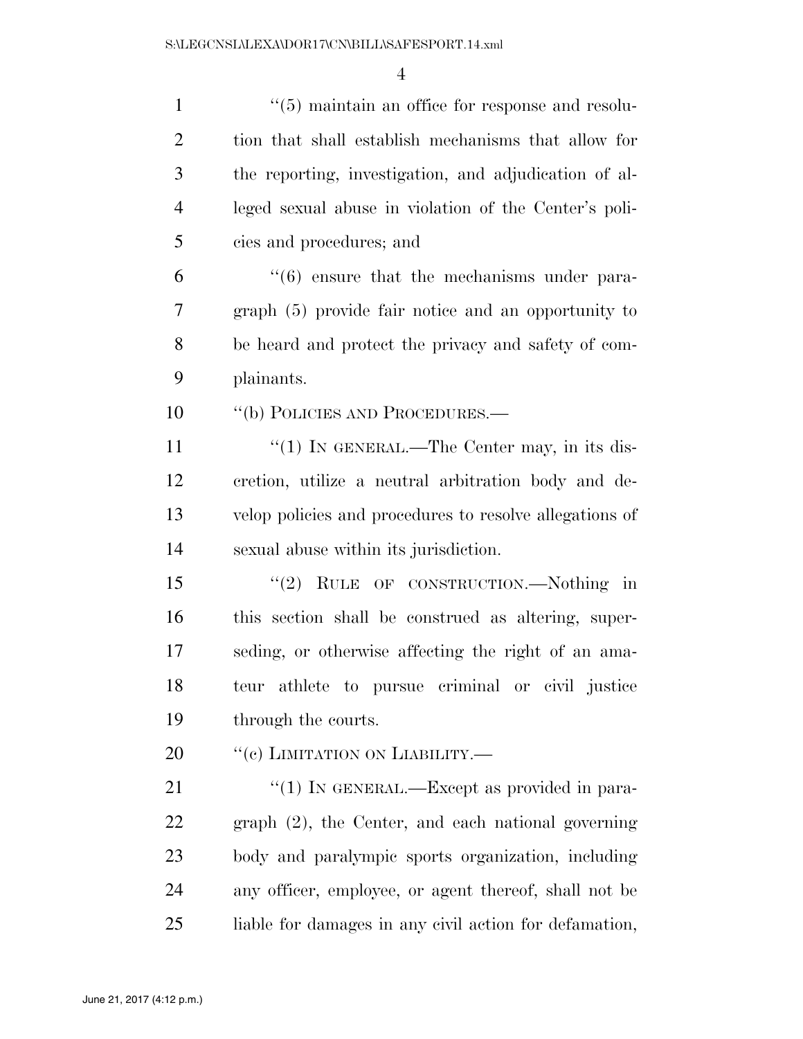"(5) maintain an office for response and resolution that shall establish mechanisms that allow for the reporting, investigation, and adjudication of alleged sexual abuse in violation of the Center's policies and procedures; and

"(6) ensure that the mechanisms under paragraph (5) provide fair notice and an opportunity to be heard and protect the privacy and safety of complainants.

"(b) POLICIES AND PROCEDURES.—

"(1) IN GENERAL.—The Center may, in its discretion, utilize a neutral arbitration body and develop policies and procedures to resolve allegations of sexual abuse within its jurisdiction.

"(2) RULE OF CONSTRUCTION.—Nothing in this section shall be construed as altering, superseding, or otherwise affecting the right of an amateur athlete to pursue criminal or civil justice through the courts.

"(c) LIMITATION ON LIABILITY.—

"(1) IN GENERAL.—Except as provided in paragraph (2), the Center, and each national governing body and paralympic sports organization, including any officer, employee, or agent thereof, shall not be liable for damages in any civil action for defamation,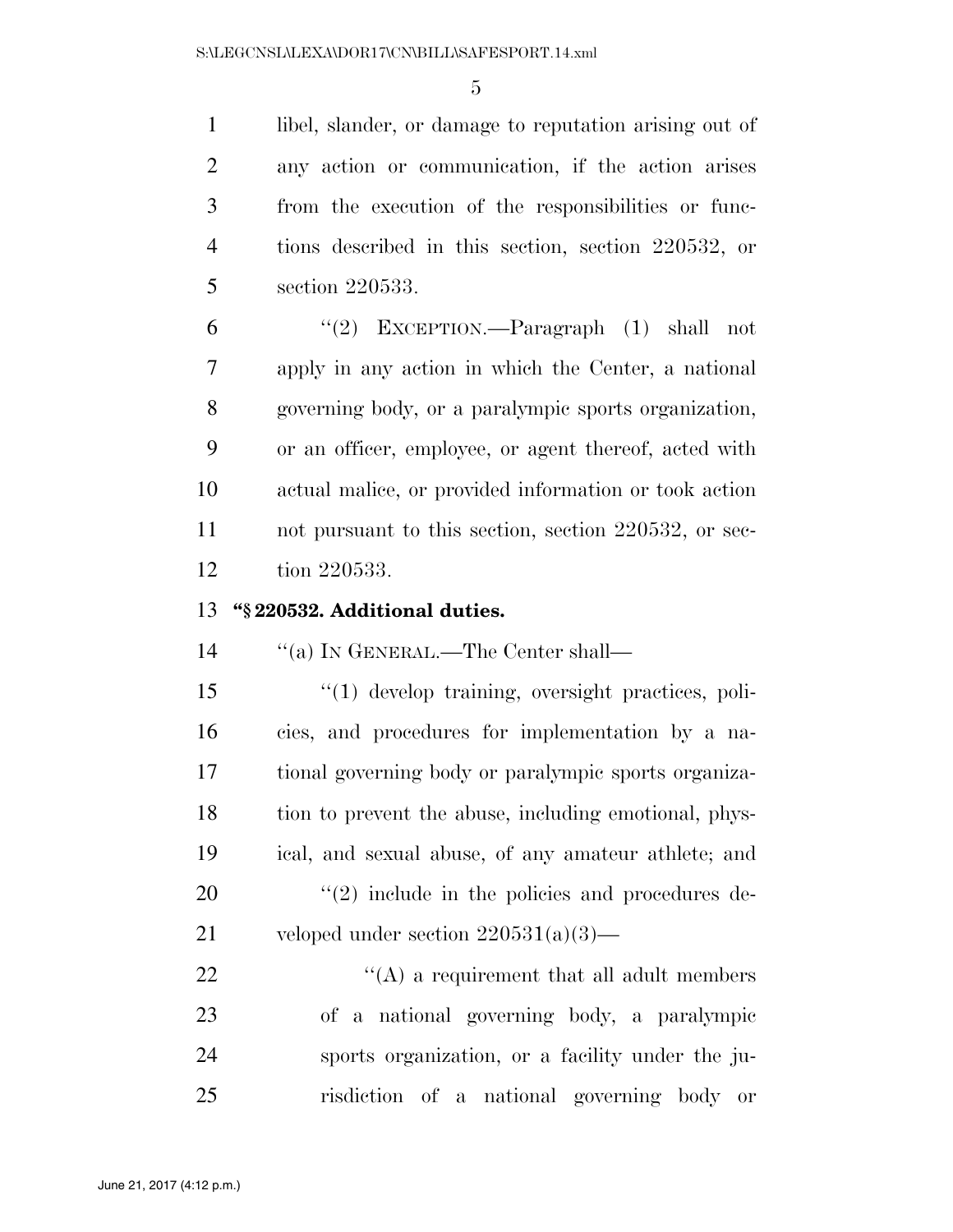libel, slander, or damage to reputation arising out of any action or communication, if the action arises from the execution of the responsibilities or functions described in this section, section 220532, or section 220533.

"(2) EXCEPTION.—Paragraph (1) shall not apply in any action in which the Center, a national governing body, or a paralympic sports organization, or an officer, employee, or agent thereof, acted with actual malice, or provided information or took action not pursuant to this section, section 220532, or section 220533.

**"§ 220532. Additional duties.**

"(a) IN GENERAL.—The Center shall—

"(1) develop training, oversight practices, policies, and procedures for implementation by a national governing body or paralympic sports organization to prevent the abuse, including emotional, physical, and sexual abuse, of any amateur athlete; and

"(2) include in the policies and procedures developed under section 220531(a)(3)—

"(A) a requirement that all adult members of a national governing body, a paralympic sports organization, or a facility under the jurisdiction of a national governing body or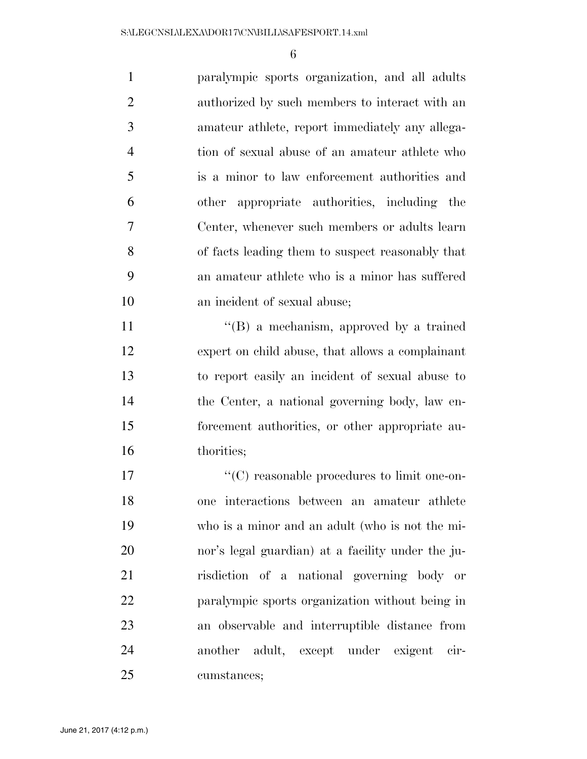paralympic sports organization, and all adults authorized by such members to interact with an amateur athlete, report immediately any allegation of sexual abuse of an amateur athlete who is a minor to law enforcement authorities and other appropriate authorities, including the Center, whenever such members or adults learn of facts leading them to suspect reasonably that an amateur athlete who is a minor has suffered an incident of sexual abuse;

''(B) a mechanism, approved by a trained expert on child abuse, that allows a complainant to report easily an incident of sexual abuse to the Center, a national governing body, law enforcement authorities, or other appropriate authorities;

''(C) reasonable procedures to limit one-on-one interactions between an amateur athlete who is a minor and an adult (who is not the minor's legal guardian) at a facility under the jurisdiction of a national governing body or paralympic sports organization without being in an observable and interruptible distance from another adult, except under exigent circumstances;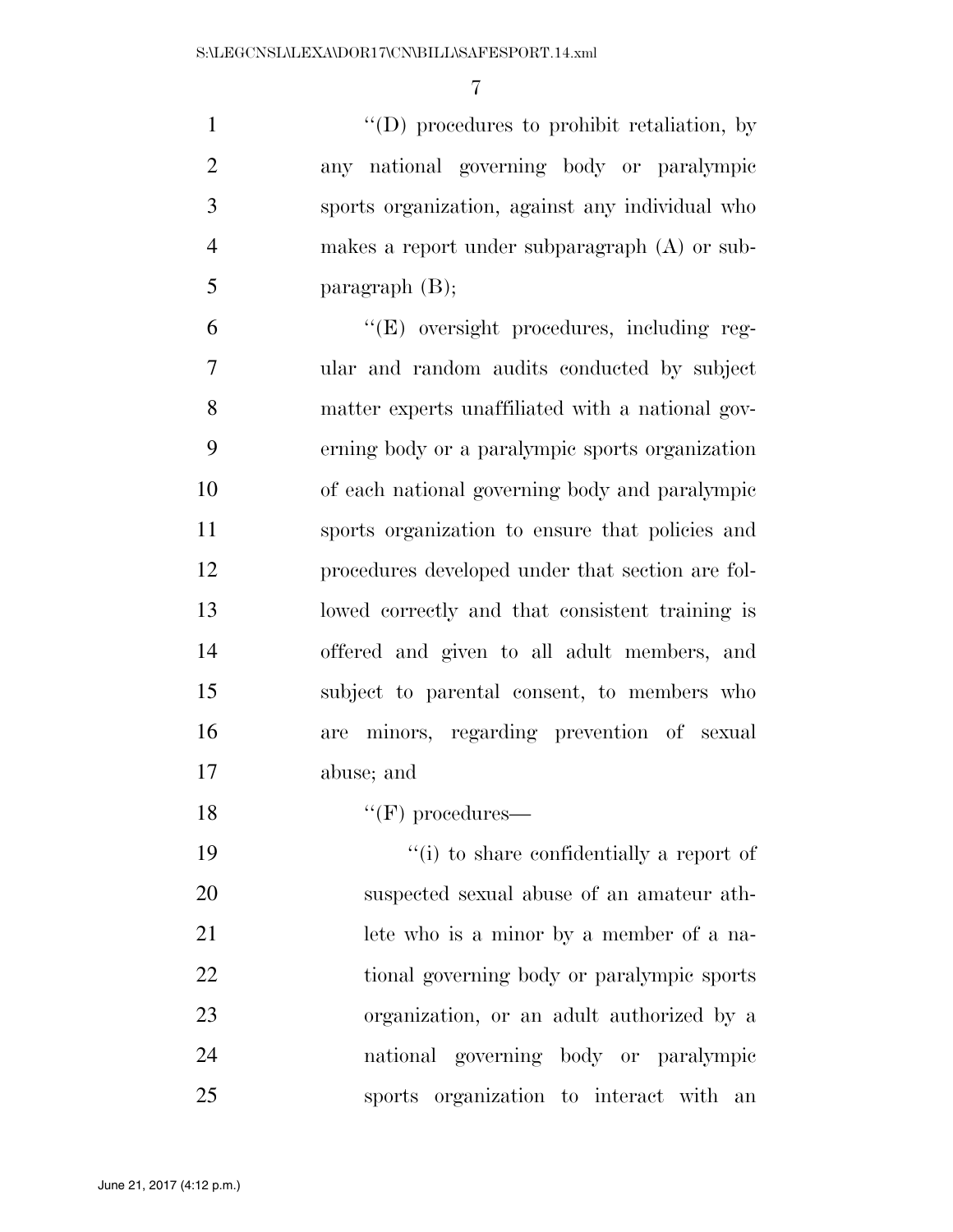''(D) procedures to prohibit retaliation, by any national governing body or paralympic sports organization, against any individual who makes a report under subparagraph (A) or subparagraph (B);

''(E) oversight procedures, including regular and random audits conducted by subject matter experts unaffiliated with a national governing body or a paralympic sports organization of each national governing body and paralympic sports organization to ensure that policies and procedures developed under that section are followed correctly and that consistent training is offered and given to all adult members, and subject to parental consent, to members who are minors, regarding prevention of sexual abuse; and

''(F) procedures—

''(i) to share confidentially a report of suspected sexual abuse of an amateur athlete who is a minor by a member of a national governing body or paralympic sports organization, or an adult authorized by a national governing body or paralympic sports organization to interact with an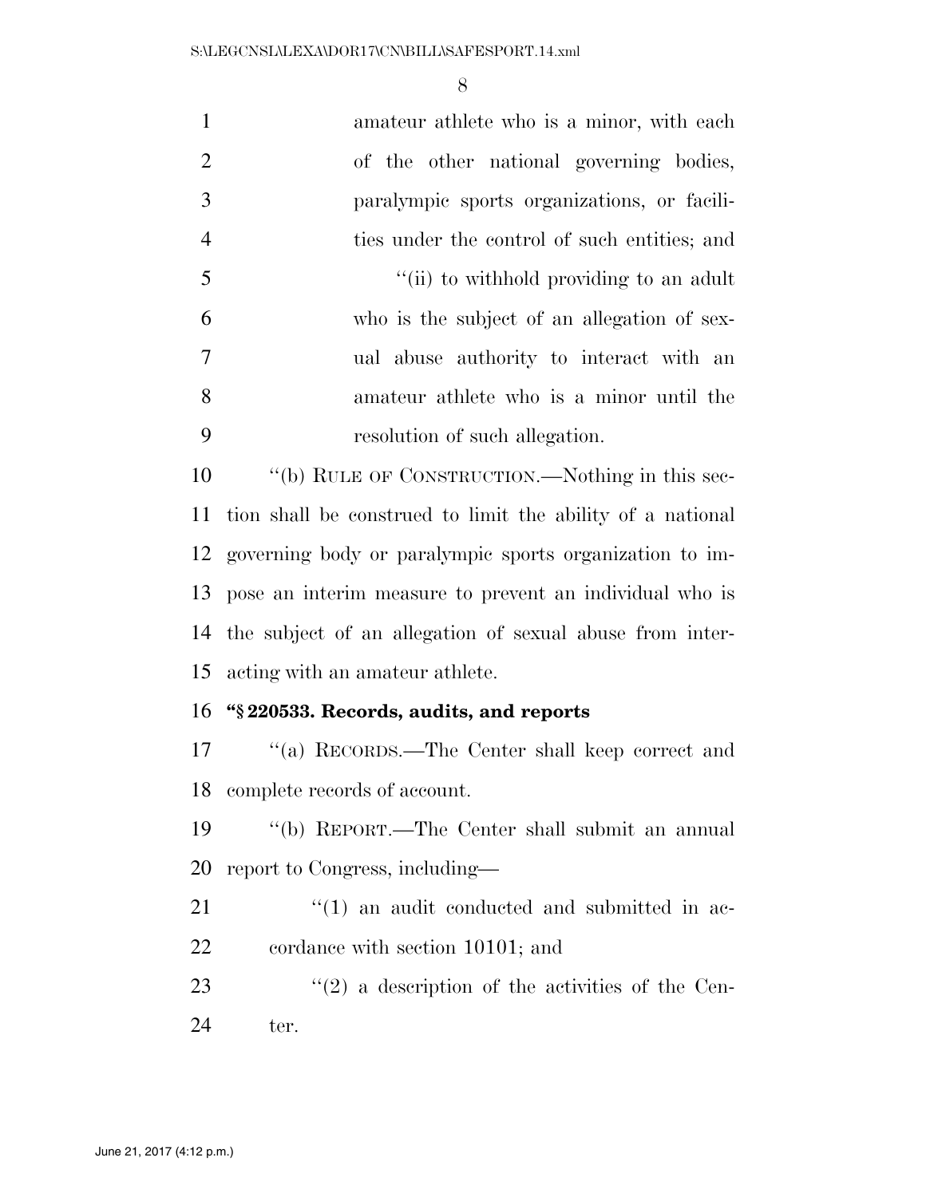amateur athlete who is a minor, with each of the other national governing bodies, paralympic sports organizations, or facilities under the control of such entities; and

''(ii) to withhold providing to an adult who is the subject of an allegation of sexual abuse authority to interact with an amateur athlete who is a minor until the resolution of such allegation.

''(b) RULE OF CONSTRUCTION.—Nothing in this section shall be construed to limit the ability of a national governing body or paralympic sports organization to impose an interim measure to prevent an individual who is the subject of an allegation of sexual abuse from interacting with an amateur athlete.

**''§ 220533. Records, audits, and reports**

''(a) RECORDS.—The Center shall keep correct and complete records of account.

''(b) REPORT.—The Center shall submit an annual report to Congress, including—

''(1) an audit conducted and submitted in accordance with section 10101; and

''(2) a description of the activities of the Center.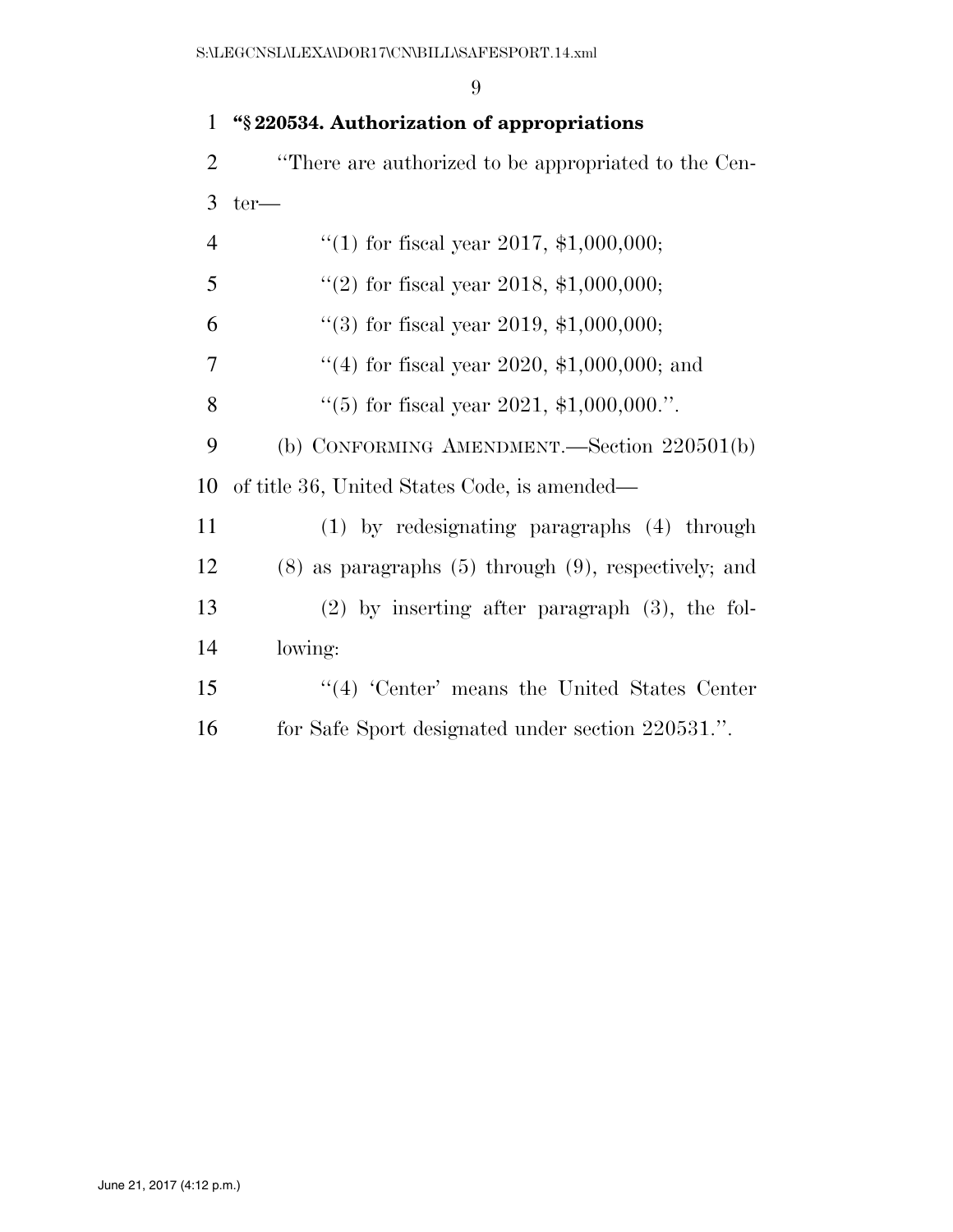**"§ 220534. Authorization of appropriations**

"There are authorized to be appropriated to the Center—

"(1) for fiscal year 2017, $1,000,000;

"(2) for fiscal year 2018, $1,000,000;

"(3) for fiscal year 2019, $1,000,000;

"(4) for fiscal year 2020, $1,000,000; and

"(5) for fiscal year 2021, $1,000,000.".

(b) CONFORMING AMENDMENT.—Section 220501(b) of title 36, United States Code, is amended—

(1) by redesignating paragraphs (4) through (8) as paragraphs (5) through (9), respectively; and

(2) by inserting after paragraph (3), the following:

"(4) 'Center' means the United States Center for Safe Sport designated under section 220531.".